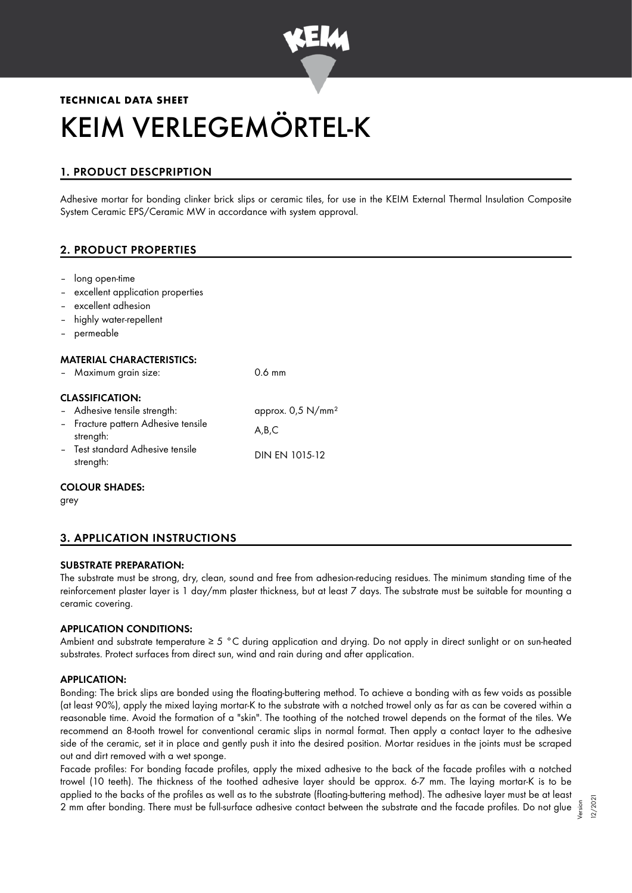**TECHNICAL DATA SHEET**

# KEIM VERLEGEMÖRTEL-K

## 1. PRODUCT DESCPRIPTION

Adhesive mortar for bonding clinker brick slips or ceramic tiles, for use in the KEIM External Thermal Insulation Composite System Ceramic EPS/Ceramic MW in accordance with system approval.

## 2. PRODUCT PROPERTIES

- long open-time
- excellent application properties
- excellent adhesion
- highly water-repellent
- permeable

### MATERIAL CHARACTERISTICS:

| | |
|---|---|
| – Maximum grain size: | 0.6 mm |

### CLASSIFICATION:

| | |
|---|---|
| – Adhesive tensile strength: | approx. 0,5 N/mm² |
| – Fracture pattern Adhesive tensile strength: | A,B,C |
| – Test standard Adhesive tensile strength: | DIN EN 1015-12 |

### COLOUR SHADES:

grey

## 3. APPLICATION INSTRUCTIONS

### SUBSTRATE PREPARATION:

The substrate must be strong, dry, clean, sound and free from adhesion-reducing residues. The minimum standing time of the reinforcement plaster layer is 1 day/mm plaster thickness, but at least 7 days. The substrate must be suitable for mounting a ceramic covering.

### APPLICATION CONDITIONS:

Ambient and substrate temperature ≥ 5 °C during application and drying. Do not apply in direct sunlight or on sun-heated substrates. Protect surfaces from direct sun, wind and rain during and after application.

### APPLICATION:

Bonding: The brick slips are bonded using the floating-buttering method. To achieve a bonding with as few voids as possible (at least 90%), apply the mixed laying mortar-K to the substrate with a notched trowel only as far as can be covered within a reasonable time. Avoid the formation of a "skin". The toothing of the notched trowel depends on the format of the tiles. We recommend an 8-tooth trowel for conventional ceramic slips in normal format. Then apply a contact layer to the adhesive side of the ceramic, set it in place and gently push it into the desired position. Mortar residues in the joints must be scraped out and dirt removed with a wet sponge.

Facade profiles: For bonding facade profiles, apply the mixed adhesive to the back of the facade profiles with a notched trowel (10 teeth). The thickness of the toothed adhesive layer should be approx. 6-7 mm. The laying mortar-K is to be applied to the backs of the profiles as well as to the substrate (floating-buttering method). The adhesive layer must be at least 2 mm after bonding. There must be full-surface adhesive contact between the substrate and the facade profiles. Do not glue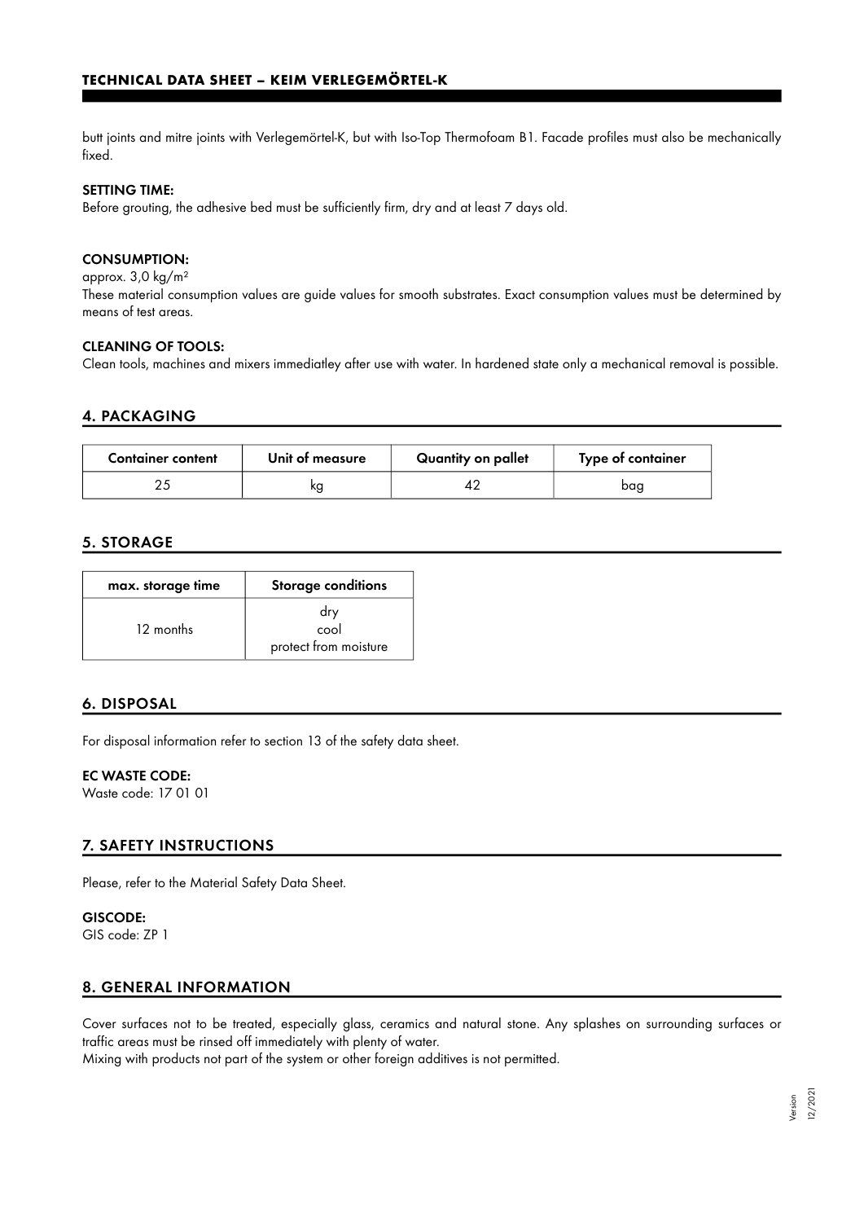butt joints and mitre joints with Verlegemörtel-K, but with Iso-Top Thermofoam B1. Facade profiles must also be mechanically fixed.

**SETTING TIME:**

Before grouting, the adhesive bed must be sufficiently firm, dry and at least 7 days old.

**CONSUMPTION:**

approx. 3,0 kg/m²

These material consumption values are guide values for smooth substrates. Exact consumption values must be determined by means of test areas.

**CLEANING OF TOOLS:**

Clean tools, machines and mixers immediatley after use with water. In hardened state only a mechanical removal is possible.

## 4. PACKAGING

| Container content | Unit of measure | Quantity on pallet | Type of container |
|---|---|---|---|
| 25 | kg | 42 | bag |

## 5. STORAGE

| max. storage time | Storage conditions |
|---|---|
| 12 months | dry<br>cool<br>protect from moisture |

## 6. DISPOSAL

For disposal information refer to section 13 of the safety data sheet.

**EC WASTE CODE:**

Waste code: 17 01 01

## 7. SAFETY INSTRUCTIONS

Please, refer to the Material Safety Data Sheet.

**GISCODE:**

GIS code: ZP 1

## 8. GENERAL INFORMATION

Cover surfaces not to be treated, especially glass, ceramics and natural stone. Any splashes on surrounding surfaces or traffic areas must be rinsed off immediately with plenty of water.

Mixing with products not part of the system or other foreign additives is not permitted.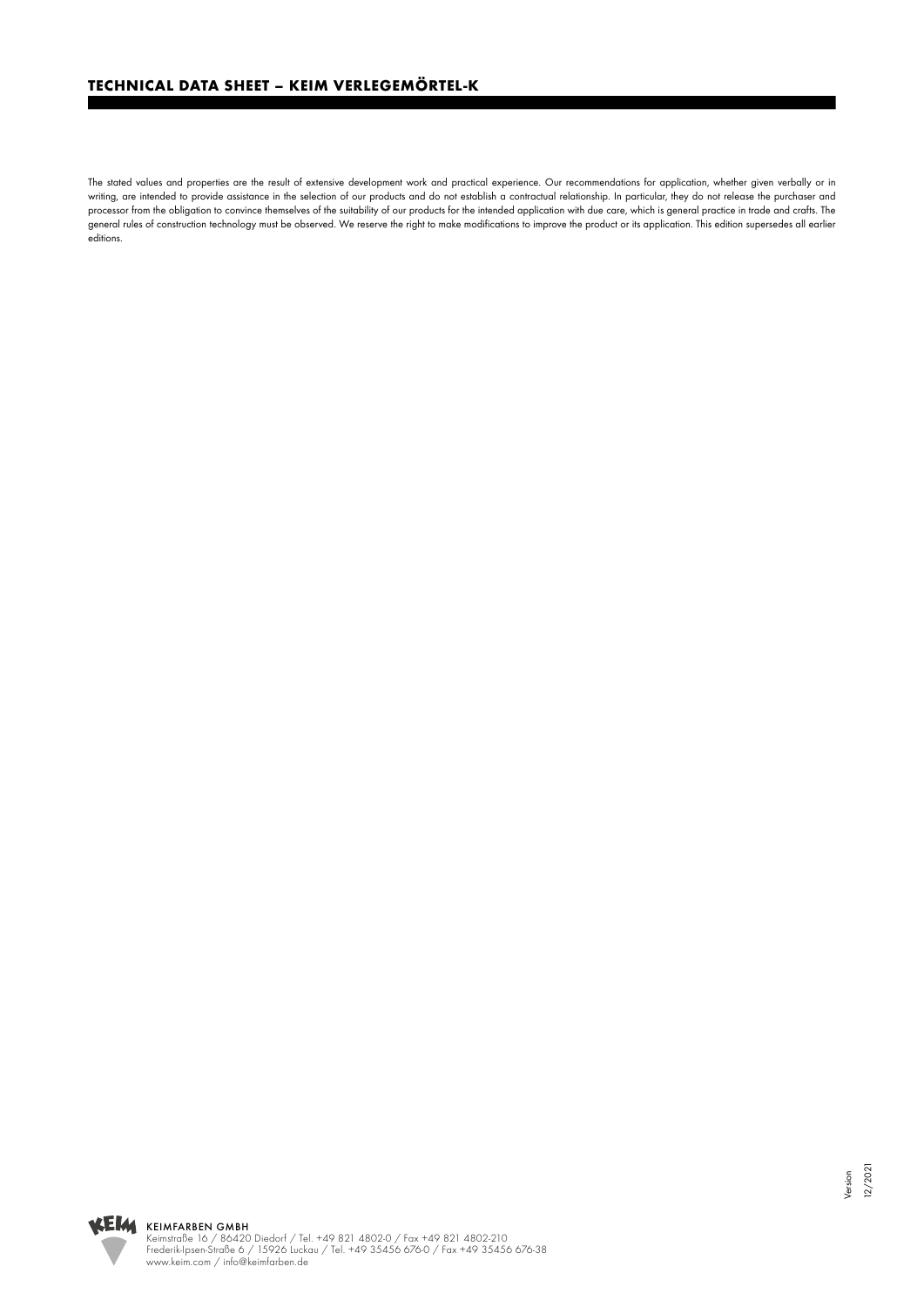The stated values and properties are the result of extensive development work and practical experience. Our recommendations for application, whether given verbally or in writing, are intended to provide assistance in the selection of our products and do not establish a contractual relationship. In particular, they do not release the purchaser and processor from the obligation to convince themselves of the suitability of our products for the intended application with due care, which is general practice in trade and crafts. The general rules of construction technology must be observed. We reserve the right to make modifications to improve the product or its application. This edition supersedes all earlier editions.

KEIMFARBEN GMBH
Keimstraße 16 / 86420 Diedorf / Tel. +49 821 4802-0 / Fax +49 821 4802-210
Frederik-Ipsen-Straße 6 / 15926 Luckau / Tel. +49 35456 676-0 / Fax +49 35456 676-38
www.keim.com / info@keimfarben.de

Version 12/2021